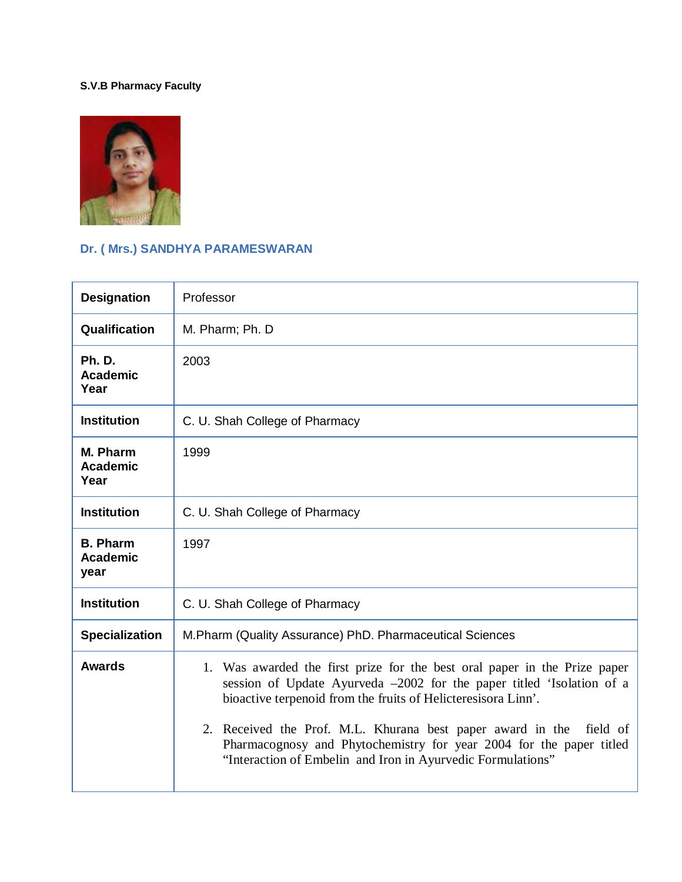**S.V.B Pharmacy Faculty**

## Dr. ( Mrs.) SANDHYA PARAMESWARAN

| **Designation** | Professor |
|---|---|
| **Qualification** | M. Pharm; Ph. D |
| **Ph. D. Academic Year** | 2003 |
| **Institution** | C. U. Shah College of Pharmacy |
| **M. Pharm Academic Year** | 1999 |
| **Institution** | C. U. Shah College of Pharmacy |
| **B. Pharm Academic year** | 1997 |
| **Institution** | C. U. Shah College of Pharmacy |
| **Specialization** | M.Pharm (Quality Assurance) PhD. Pharmaceutical Sciences |
| **Awards** | 1. Was awarded the first prize for the best oral paper in the Prize paper session of Update Ayurveda –2002 for the paper titled 'Isolation of a bioactive terpenoid from the fruits of Helicteresisora Linn'. <br> 2. Received the Prof. M.L. Khurana best paper award in the field of Pharmacognosy and Phytochemistry for year 2004 for the paper titled "Interaction of Embelin and Iron in Ayurvedic Formulations" |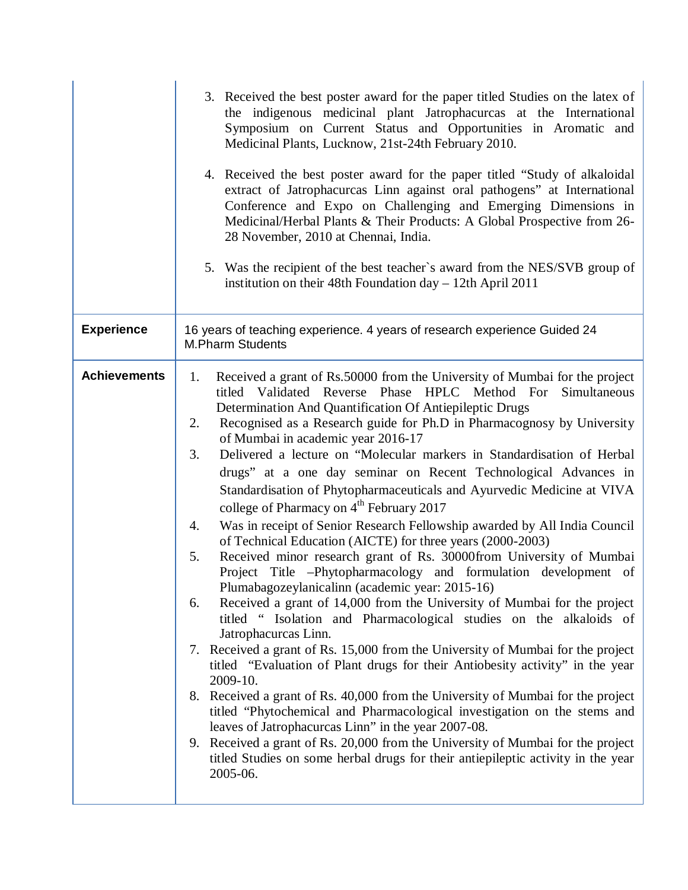| | |
|---|---|
| | 3. Received the best poster award for the paper titled Studies on the latex of the indigenous medicinal plant Jatrophacurcas at the International Symposium on Current Status and Opportunities in Aromatic and Medicinal Plants, Lucknow, 21st-24th February 2010.<br><br>4. Received the best poster award for the paper titled "Study of alkaloidal extract of Jatrophacurcas Linn against oral pathogens" at International Conference and Expo on Challenging and Emerging Dimensions in Medicinal/Herbal Plants & Their Products: A Global Prospective from 26-28 November, 2010 at Chennai, India.<br><br>5. Was the recipient of the best teacher`s award from the NES/SVB group of institution on their 48th Foundation day – 12th April 2011 |
| **Experience** | 16 years of teaching experience. 4 years of research experience Guided 24 M.Pharm Students |
| **Achievements** | 1. Received a grant of Rs.50000 from the University of Mumbai for the project titled Validated Reverse Phase HPLC Method For Simultaneous Determination And Quantification Of Antiepileptic Drugs<br>2. Recognised as a Research guide for Ph.D in Pharmacognosy by University of Mumbai in academic year 2016-17<br>3. Delivered a lecture on "Molecular markers in Standardisation of Herbal drugs" at a one day seminar on Recent Technological Advances in Standardisation of Phytopharmaceuticals and Ayurvedic Medicine at VIVA college of Pharmacy on 4th February 2017<br>4. Was in receipt of Senior Research Fellowship awarded by All India Council of Technical Education (AICTE) for three years (2000-2003)<br>5. Received minor research grant of Rs. 30000from University of Mumbai Project Title –Phytopharmacology and formulation development of Plumabagozeylanicalinn (academic year: 2015-16)<br>6. Received a grant of 14,000 from the University of Mumbai for the project titled " Isolation and Pharmacological studies on the alkaloids of Jatrophacurcas Linn.<br>7. Received a grant of Rs. 15,000 from the University of Mumbai for the project titled "Evaluation of Plant drugs for their Antiobesity activity" in the year 2009-10.<br>8. Received a grant of Rs. 40,000 from the University of Mumbai for the project titled "Phytochemical and Pharmacological investigation on the stems and leaves of Jatrophacurcas Linn" in the year 2007-08.<br>9. Received a grant of Rs. 20,000 from the University of Mumbai for the project titled Studies on some herbal drugs for their antiepileptic activity in the year 2005-06. |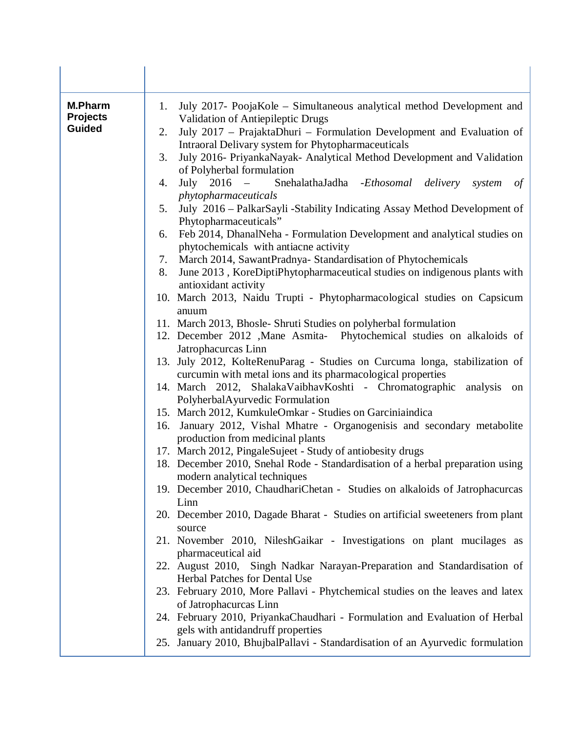| | |
|---|---|
| | |
| **M.Pharm Projects Guided** | 1. July 2017- PoojaKole – Simultaneous analytical method Development and Validation of Antiepileptic Drugs<br>2. July 2017 – PrajaktaDhuri – Formulation Development and Evaluation of Intraoral Delivary system for Phytopharmaceuticals<br>3. July 2016- PriyankaNayak- Analytical Method Development and Validation of Polyherbal formulation<br>4. July 2016 – SnehalathaJadha -*Ethosomal delivery system of phytopharmaceuticals*<br>5. July 2016 – PalkarSayli -Stability Indicating Assay Method Development of Phytopharmaceuticals"<br>6. Feb 2014, DhanalNeha - Formulation Development and analytical studies on phytochemicals with antiacne activity<br>7. March 2014, SawantPradnya- Standardisation of Phytochemicals<br>8. June 2013 , KoreDiptiPhytopharmaceutical studies on indigenous plants with antioxidant activity<br>10. March 2013, Naidu Trupti - Phytopharmacological studies on Capsicum anuum<br>11. March 2013, Bhosle- Shruti Studies on polyherbal formulation<br>12. December 2012 ,Mane Asmita- Phytochemical studies on alkaloids of Jatrophacurcas Linn<br>13. July 2012, KolteRenuParag - Studies on Curcuma longa, stabilization of curcumin with metal ions and its pharmacological properties<br>14. March 2012, ShalakaVaibhavKoshti - Chromatographic analysis on PolyherbalAyurvedic Formulation<br>15. March 2012, KumkuleOmkar - Studies on Garciniaindica<br>16. January 2012, Vishal Mhatre - Organogenisis and secondary metabolite production from medicinal plants<br>17. March 2012, PingaleSujeet - Study of antiobesity drugs<br>18. December 2010, Snehal Rode - Standardisation of a herbal preparation using modern analytical techniques<br>19. December 2010, ChaudhariChetan - Studies on alkaloids of Jatrophacurcas Linn<br>20. December 2010, Dagade Bharat - Studies on artificial sweeteners from plant source<br>21. November 2010, NileshGaikar - Investigations on plant mucilages as pharmaceutical aid<br>22. August 2010, Singh Nadkar Narayan-Preparation and Standardisation of Herbal Patches for Dental Use<br>23. February 2010, More Pallavi - Phytchemical studies on the leaves and latex of Jatrophacurcas Linn<br>24. February 2010, PriyankaChaudhari - Formulation and Evaluation of Herbal gels with antidandruff properties<br>25. January 2010, BhujbalPallavi - Standardisation of an Ayurvedic formulation |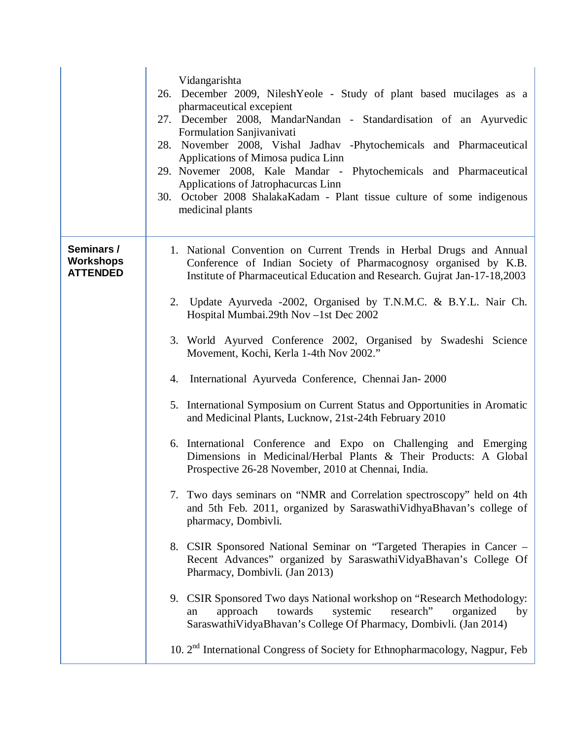| | |
|---|---|
| | Vidangarishta<br>26. December 2009, NileshYeole - Study of plant based mucilages as a pharmaceutical excepient<br>27. December 2008, MandarNandan - Standardisation of an Ayurvedic Formulation Sanjivanivati<br>28. November 2008, Vishal Jadhav -Phytochemicals and Pharmaceutical Applications of Mimosa pudica Linn<br>29. Novemer 2008, Kale Mandar - Phytochemicals and Pharmaceutical Applications of Jatrophacurcas Linn<br>30. October 2008 ShalakaKadam - Plant tissue culture of some indigenous medicinal plants |
| **Seminars / Workshops ATTENDED** | 1. National Convention on Current Trends in Herbal Drugs and Annual Conference of Indian Society of Pharmacognosy organised by K.B. Institute of Pharmaceutical Education and Research. Gujrat Jan-17-18,2003<br><br>2. Update Ayurveda -2002, Organised by T.N.M.C. & B.Y.L. Nair Ch. Hospital Mumbai.29th Nov –1st Dec 2002<br><br>3. World Ayurved Conference 2002, Organised by Swadeshi Science Movement, Kochi, Kerla 1-4th Nov 2002."<br><br>4. International Ayurveda Conference, Chennai Jan- 2000<br><br>5. International Symposium on Current Status and Opportunities in Aromatic and Medicinal Plants, Lucknow, 21st-24th February 2010<br><br>6. International Conference and Expo on Challenging and Emerging Dimensions in Medicinal/Herbal Plants & Their Products: A Global Prospective 26-28 November, 2010 at Chennai, India.<br><br>7. Two days seminars on "NMR and Correlation spectroscopy" held on 4th and 5th Feb. 2011, organized by SaraswathiVidhyaBhavan's college of pharmacy, Dombivli.<br><br>8. CSIR Sponsored National Seminar on "Targeted Therapies in Cancer – Recent Advances" organized by SaraswathiVidyaBhavan's College Of Pharmacy, Dombivli. (Jan 2013)<br><br>9. CSIR Sponsored Two days National workshop on "Research Methodology: an approach towards systemic research" organized by SaraswathiVidyaBhavan's College Of Pharmacy, Dombivli. (Jan 2014)<br><br>10. 2nd International Congress of Society for Ethnopharmacology, Nagpur, Feb |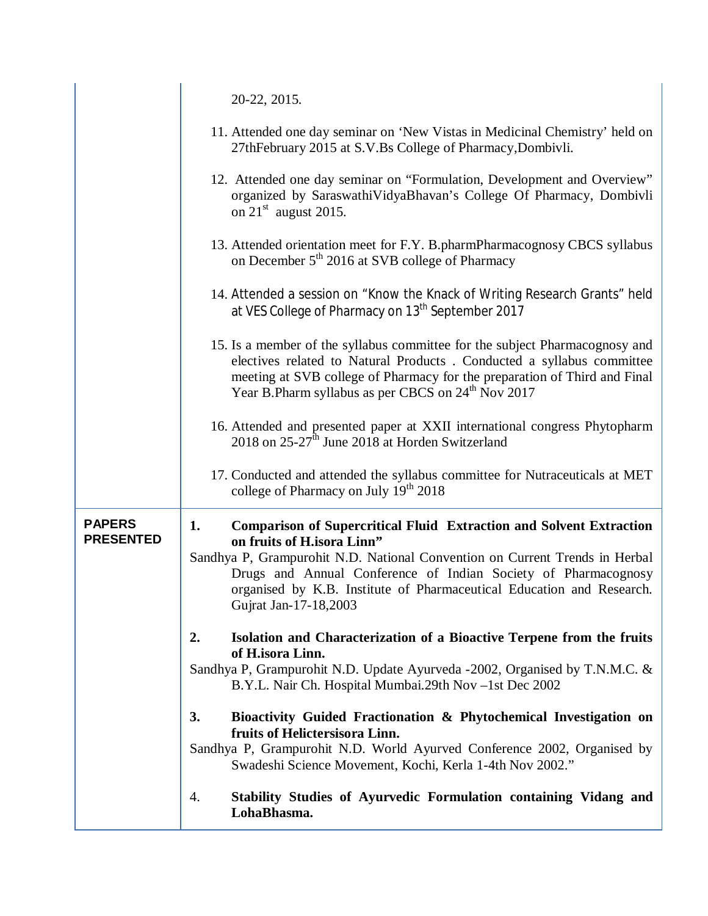|  |  |
|---|---|
|  | 20-22, 2015.<br><br>11. Attended one day seminar on 'New Vistas in Medicinal Chemistry' held on 27thFebruary 2015 at S.V.Bs College of Pharmacy,Dombivli.<br><br>12. Attended one day seminar on "Formulation, Development and Overview" organized by SaraswathiVidyaBhavan's College Of Pharmacy, Dombivli on 21st august 2015.<br><br>13. Attended orientation meet for F.Y. B.pharmPharmacognosy CBCS syllabus on December 5th 2016 at SVB college of Pharmacy<br><br>14. Attended a session on "Know the Knack of Writing Research Grants" held at VES College of Pharmacy on 13th September 2017<br><br>15. Is a member of the syllabus committee for the subject Pharmacognosy and electives related to Natural Products . Conducted a syllabus committee meeting at SVB college of Pharmacy for the preparation of Third and Final Year B.Pharm syllabus as per CBCS on 24th Nov 2017<br><br>16. Attended and presented paper at XXII international congress Phytopharm 2018 on 25-27th June 2018 at Horden Switzerland<br><br>17. Conducted and attended the syllabus committee for Nutraceuticals at MET college of Pharmacy on July 19th 2018 |
| **PAPERS PRESENTED** | 1. **Comparison of Supercritical Fluid Extraction and Solvent Extraction on fruits of H.isora Linn"**<br>Sandhya P, Grampurohit N.D. National Convention on Current Trends in Herbal Drugs and Annual Conference of Indian Society of Pharmacognosy organised by K.B. Institute of Pharmaceutical Education and Research. Gujrat Jan-17-18,2003<br><br>2. **Isolation and Characterization of a Bioactive Terpene from the fruits of H.isora Linn.**<br>Sandhya P, Grampurohit N.D. Update Ayurveda -2002, Organised by T.N.M.C. & B.Y.L. Nair Ch. Hospital Mumbai.29th Nov –1st Dec 2002<br><br>3. **Bioactivity Guided Fractionation & Phytochemical Investigation on fruits of Helictersisora Linn.**<br>Sandhya P, Grampurohit N.D. World Ayurved Conference 2002, Organised by Swadeshi Science Movement, Kochi, Kerla 1-4th Nov 2002."<br><br>4. **Stability Studies of Ayurvedic Formulation containing Vidang and LohaBhasma.** |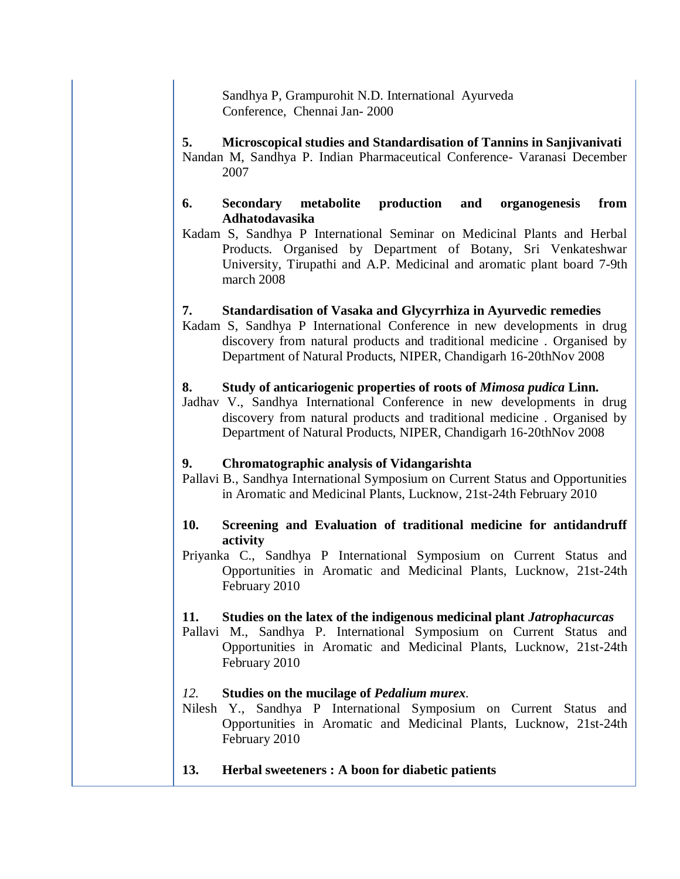Sandhya P, Grampurohit N.D. International Ayurveda Conference, Chennai Jan- 2000

**5. Microscopical studies and Standardisation of Tannins in Sanjivanivati**

Nandan M, Sandhya P. Indian Pharmaceutical Conference- Varanasi December 2007

**6. Secondary metabolite production and organogenesis from Adhatodavasika**

Kadam S, Sandhya P International Seminar on Medicinal Plants and Herbal Products. Organised by Department of Botany, Sri Venkateshwar University, Tirupathi and A.P. Medicinal and aromatic plant board 7-9th march 2008

**7. Standardisation of Vasaka and Glycyrrhiza in Ayurvedic remedies**

Kadam S, Sandhya P International Conference in new developments in drug discovery from natural products and traditional medicine . Organised by Department of Natural Products, NIPER, Chandigarh 16-20thNov 2008

**8. Study of anticariogenic properties of roots of *Mimosa pudica* Linn.**

Jadhav V., Sandhya International Conference in new developments in drug discovery from natural products and traditional medicine . Organised by Department of Natural Products, NIPER, Chandigarh 16-20thNov 2008

**9. Chromatographic analysis of Vidangarishta**

Pallavi B., Sandhya International Symposium on Current Status and Opportunities in Aromatic and Medicinal Plants, Lucknow, 21st-24th February 2010

**10. Screening and Evaluation of traditional medicine for antidandruff activity**

Priyanka C., Sandhya P International Symposium on Current Status and Opportunities in Aromatic and Medicinal Plants, Lucknow, 21st-24th February 2010

**11. Studies on the latex of the indigenous medicinal plant *Jatrophacurcas***

Pallavi M., Sandhya P. International Symposium on Current Status and Opportunities in Aromatic and Medicinal Plants, Lucknow, 21st-24th February 2010

*12.* **Studies on the mucilage of *Pedalium murex*.**

Nilesh Y., Sandhya P International Symposium on Current Status and Opportunities in Aromatic and Medicinal Plants, Lucknow, 21st-24th February 2010

**13. Herbal sweeteners : A boon for diabetic patients**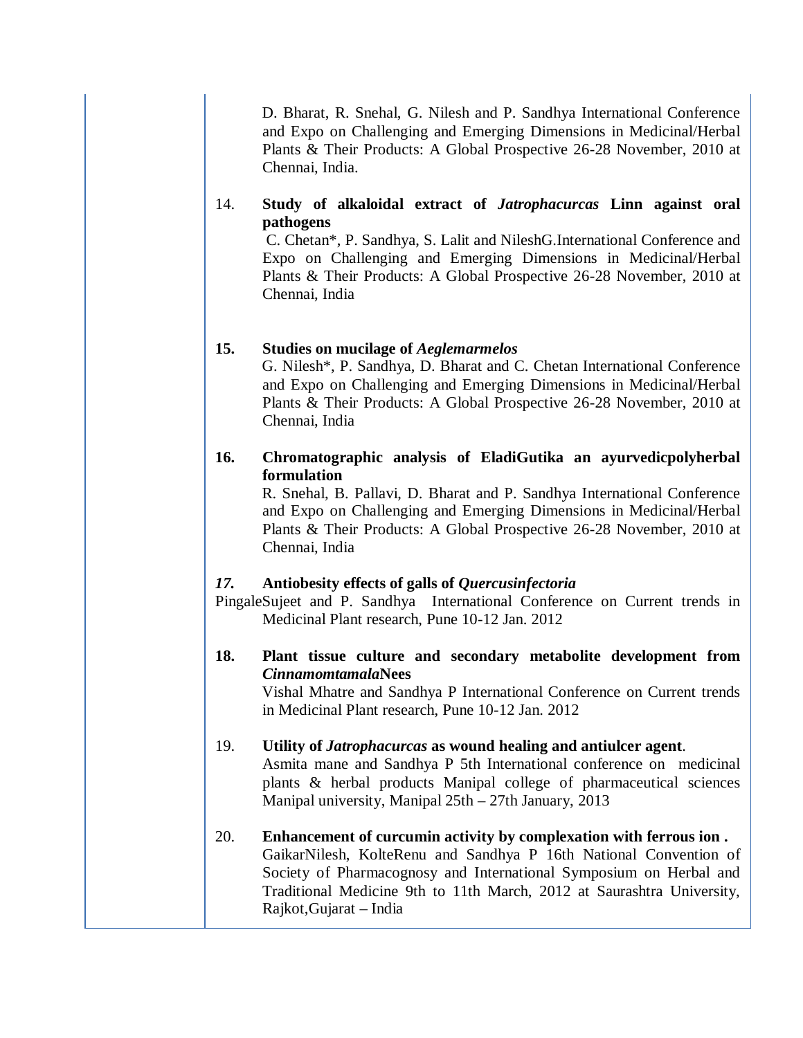D. Bharat, R. Snehal, G. Nilesh and P. Sandhya International Conference and Expo on Challenging and Emerging Dimensions in Medicinal/Herbal Plants & Their Products: A Global Prospective 26-28 November, 2010 at Chennai, India.

14. **Study of alkaloidal extract of *Jatrophacurcas* Linn against oral pathogens**
C. Chetan*, P. Sandhya, S. Lalit and NileshG.International Conference and Expo on Challenging and Emerging Dimensions in Medicinal/Herbal Plants & Their Products: A Global Prospective 26-28 November, 2010 at Chennai, India

**15. Studies on mucilage of *Aeglemarmelos***
G. Nilesh*, P. Sandhya, D. Bharat and C. Chetan International Conference and Expo on Challenging and Emerging Dimensions in Medicinal/Herbal Plants & Their Products: A Global Prospective 26-28 November, 2010 at Chennai, India

**16. Chromatographic analysis of EladiGutika an ayurvedicpolyherbal formulation**
R. Snehal, B. Pallavi, D. Bharat and P. Sandhya International Conference and Expo on Challenging and Emerging Dimensions in Medicinal/Herbal Plants & Their Products: A Global Prospective 26-28 November, 2010 at Chennai, India

***17.*** **Antiobesity effects of galls of *Quercusinfectoria***
PingaleSujeet and P. Sandhya International Conference on Current trends in Medicinal Plant research, Pune 10-12 Jan. 2012

**18. Plant tissue culture and secondary metabolite development from *Cinnamomtamala*Nees**
Vishal Mhatre and Sandhya P International Conference on Current trends in Medicinal Plant research, Pune 10-12 Jan. 2012

19. **Utility of *Jatrophacurcas* as wound healing and antiulcer agent**.
Asmita mane and Sandhya P 5th International conference on medicinal plants & herbal products Manipal college of pharmaceutical sciences Manipal university, Manipal 25th – 27th January, 2013

20. **Enhancement of curcumin activity by complexation with ferrous ion .**
GaikarNilesh, KolteRenu and Sandhya P 16th National Convention of Society of Pharmacognosy and International Symposium on Herbal and Traditional Medicine 9th to 11th March, 2012 at Saurashtra University, Rajkot,Gujarat – India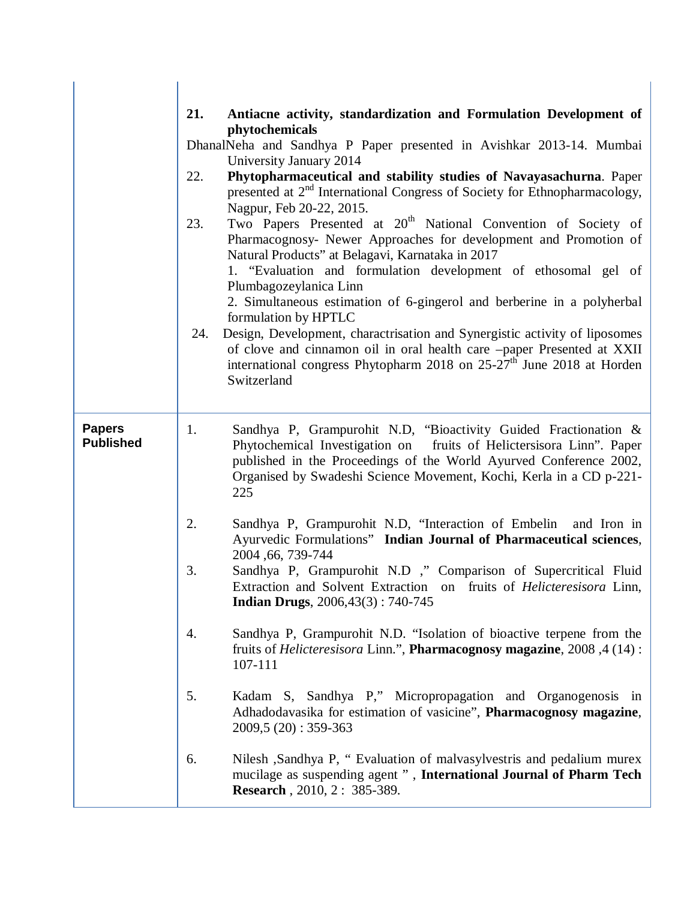| | |
|---|---|
| | 21. **Antiacne activity, standardization and Formulation Development of phytochemicals**<br>DhanalNeha and Sandhya P Paper presented in Avishkar 2013-14. Mumbai University January 2014<br>22. **Phytopharmaceutical and stability studies of Navayasachurna**. Paper presented at 2nd International Congress of Society for Ethnopharmacology, Nagpur, Feb 20-22, 2015.<br>23. Two Papers Presented at 20th National Convention of Society of Pharmacognosy- Newer Approaches for development and Promotion of Natural Products" at Belagavi, Karnataka in 2017<br>1. "Evaluation and formulation development of ethosomal gel of Plumbagozeylanica Linn<br>2. Simultaneous estimation of 6-gingerol and berberine in a polyherbal formulation by HPTLC<br>24. Design, Development, charactrisation and Synergistic activity of liposomes of clove and cinnamon oil in oral health care –paper Presented at XXII international congress Phytopharm 2018 on 25-27th June 2018 at Horden Switzerland |
| **Papers Published** | 1. Sandhya P, Grampurohit N.D, "Bioactivity Guided Fractionation & Phytochemical Investigation on fruits of Helictersisora Linn". Paper published in the Proceedings of the World Ayurved Conference 2002, Organised by Swadeshi Science Movement, Kochi, Kerla in a CD p-221-225<br><br>2. Sandhya P, Grampurohit N.D, "Interaction of Embelin and Iron in Ayurvedic Formulations" **Indian Journal of Pharmaceutical sciences**, 2004 ,66, 739-744<br>3. Sandhya P, Grampurohit N.D ," Comparison of Supercritical Fluid Extraction and Solvent Extraction on fruits of *Helicteresisora* Linn, **Indian Drugs**, 2006,43(3) : 740-745<br><br>4. Sandhya P, Grampurohit N.D. "Isolation of bioactive terpene from the fruits of *Helicteresisora* Linn.", **Pharmacognosy magazine**, 2008 ,4 (14) : 107-111<br><br>5. Kadam S, Sandhya P," Micropropagation and Organogenosis in Adhadodavasika for estimation of vasicine", **Pharmacognosy magazine**, 2009,5 (20) : 359-363<br><br>6. Nilesh ,Sandhya P, " Evaluation of malvasylvestris and pedalium murex mucilage as suspending agent " , **International Journal of Pharm Tech Research** , 2010, 2 : 385-389. |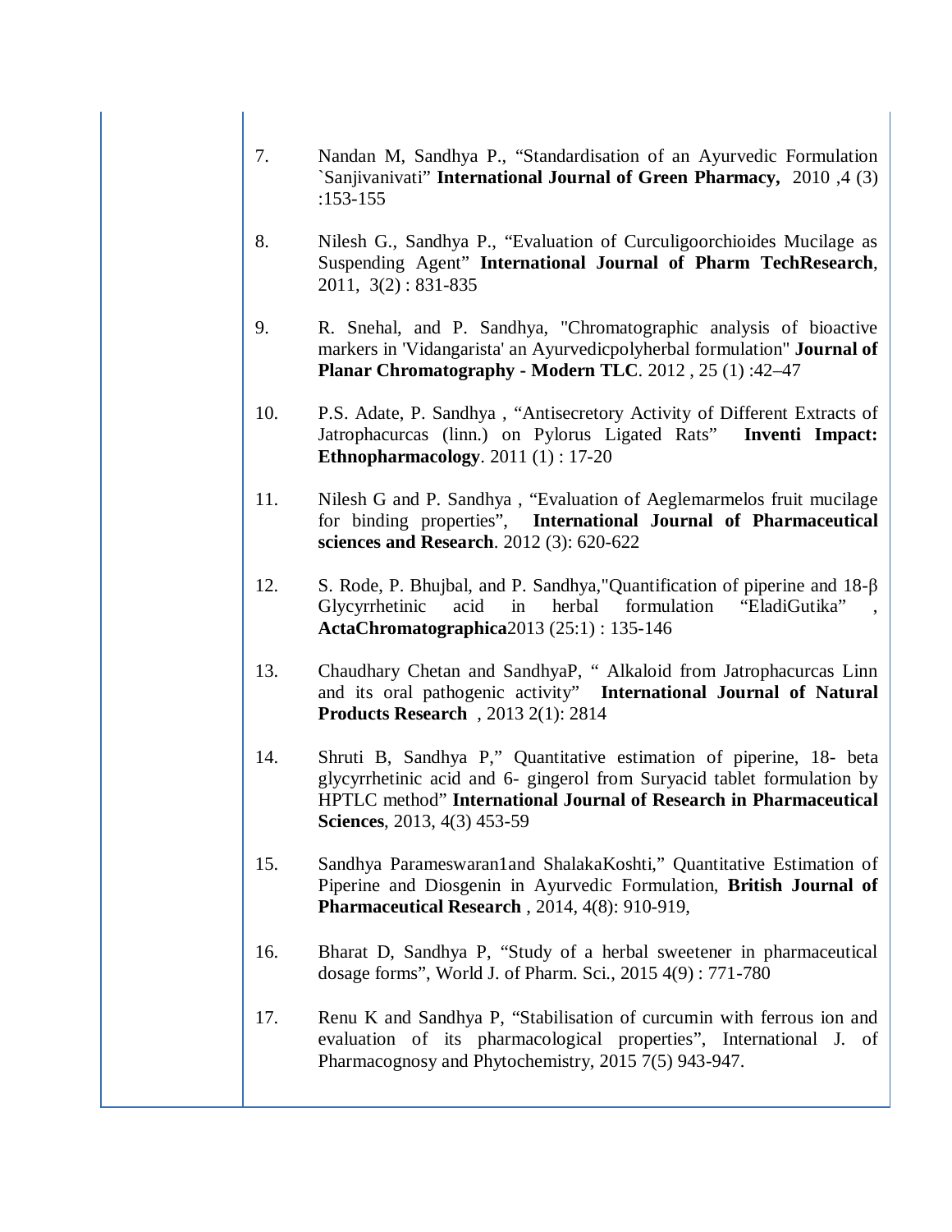7. Nandan M, Sandhya P., "Standardisation of an Ayurvedic Formulation `Sanjivanivati" **International Journal of Green Pharmacy,** 2010 ,4 (3) :153-155

8. Nilesh G., Sandhya P., "Evaluation of Curculigoorchioides Mucilage as Suspending Agent" **International Journal of Pharm TechResearch**, 2011, 3(2) : 831-835

9. R. Snehal, and P. Sandhya, "Chromatographic analysis of bioactive markers in 'Vidangarista' an Ayurvedicpolyherbal formulation" **Journal of Planar Chromatography - Modern TLC**. 2012 , 25 (1) :42–47

10. P.S. Adate, P. Sandhya , "Antisecretory Activity of Different Extracts of Jatrophacurcas (linn.) on Pylorus Ligated Rats" **Inventi Impact: Ethnopharmacology**. 2011 (1) : 17-20

11. Nilesh G and P. Sandhya , "Evaluation of Aeglemarmelos fruit mucilage for binding properties", **International Journal of Pharmaceutical sciences and Research**. 2012 (3): 620-622

12. S. Rode, P. Bhujbal, and P. Sandhya,"Quantification of piperine and 18-β Glycyrrhetinic acid in herbal formulation "EladiGutika" , **ActaChromatographica**2013 (25:1) : 135-146

13. Chaudhary Chetan and SandhyaP, " Alkaloid from Jatrophacurcas Linn and its oral pathogenic activity" **International Journal of Natural Products Research** , 2013 2(1): 2814

14. Shruti B, Sandhya P," Quantitative estimation of piperine, 18- beta glycyrrhetinic acid and 6- gingerol from Suryacid tablet formulation by HPTLC method" **International Journal of Research in Pharmaceutical Sciences**, 2013, 4(3) 453-59

15. Sandhya Parameswaran1and ShalakaKoshti," Quantitative Estimation of Piperine and Diosgenin in Ayurvedic Formulation, **British Journal of Pharmaceutical Research** , 2014, 4(8): 910-919,

16. Bharat D, Sandhya P, "Study of a herbal sweetener in pharmaceutical dosage forms", World J. of Pharm. Sci., 2015 4(9) : 771-780

17. Renu K and Sandhya P, "Stabilisation of curcumin with ferrous ion and evaluation of its pharmacological properties", International J. of Pharmacognosy and Phytochemistry, 2015 7(5) 943-947.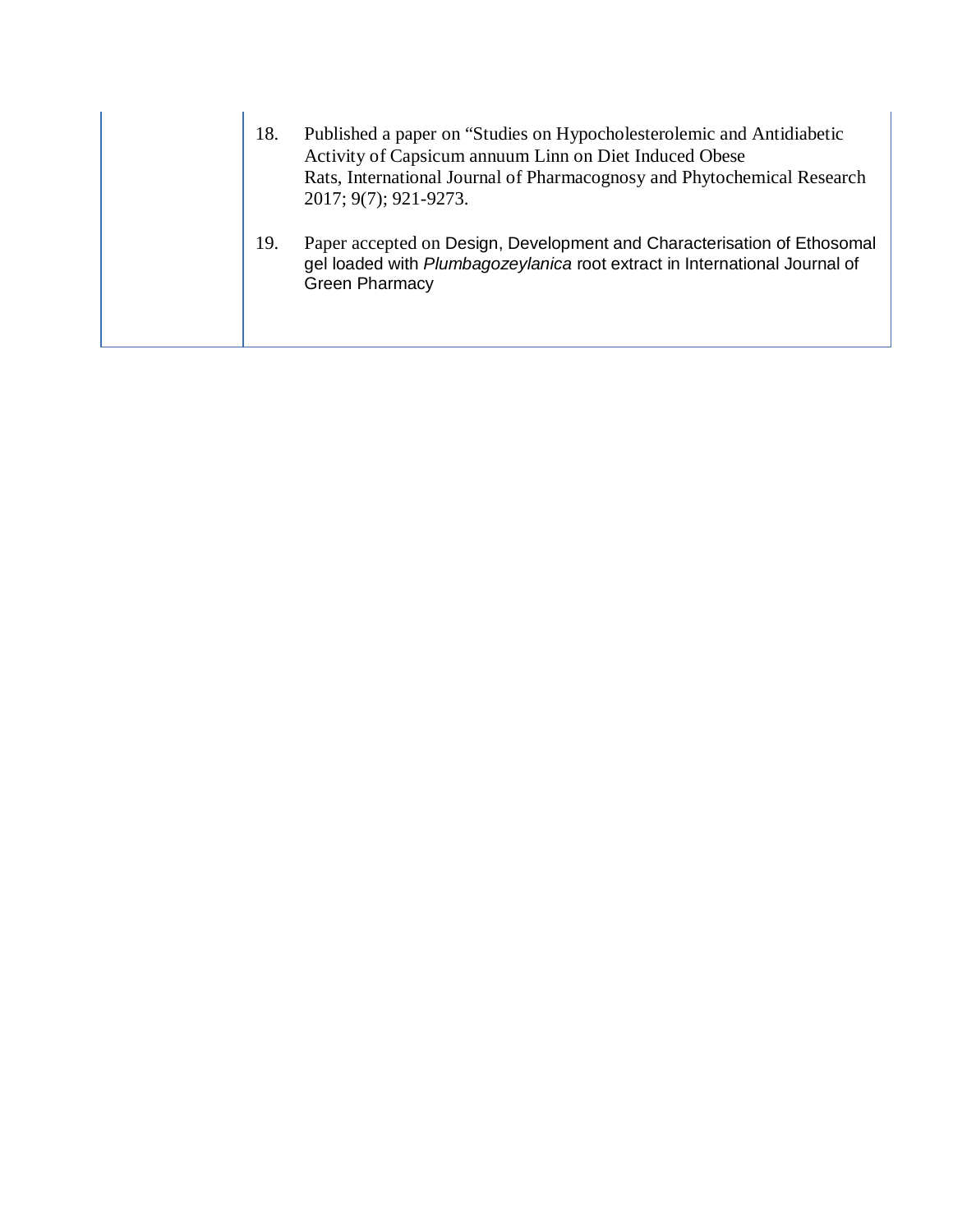| | |
|---|---|
| | 18. Published a paper on "Studies on Hypocholesterolemic and Antidiabetic Activity of Capsicum annuum Linn on Diet Induced Obese Rats, International Journal of Pharmacognosy and Phytochemical Research 2017; 9(7); 921-9273.<br><br>19. Paper accepted on Design, Development and Characterisation of Ethosomal gel loaded with *Plumbagozeylanica* root extract in International Journal of Green Pharmacy |